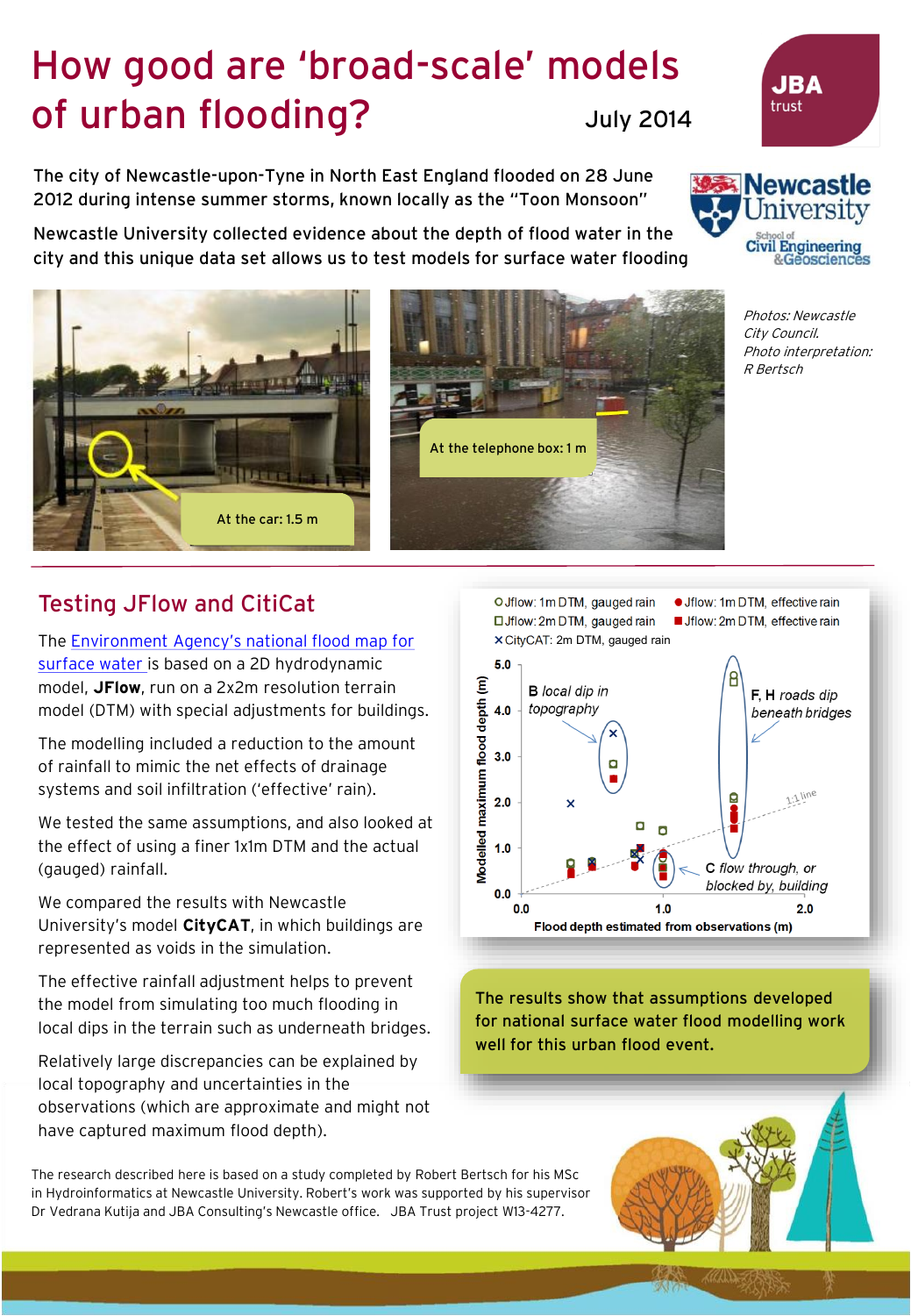# How good are 'broad-scale' models of urban flooding?

July 2014

The city of Newcastle-upon-Tyne in North East England flooded on 28 June 2012 during intense summer storms, known locally as the "Toon Monsoon"

Newcastle University collected evidence about the depth of flood water in the city and this unique data set allows us to test models for surface water flooding

At the car: 1.5 m

At the telephone box: 1 m

*Photos: Newcastle City Council. Photo interpretation: R Bertsch*

## Testing JFlow and CitiCat

The Environment Agency's national flood map for surface water is based on a 2D hydrodynamic model, **JFlow**, run on a 2x2m resolution terrain model (DTM) with special adjustments for buildings.

The modelling included a reduction to the amount of rainfall to mimic the net effects of drainage systems and soil infiltration ('effective' rain).

We tested the same assumptions, and also looked at the effect of using a finer 1x1m DTM and the actual (gauged) rainfall.

We compared the results with Newcastle University's model **CityCAT**, in which buildings are represented as voids in the simulation.

The effective rainfall adjustment helps to prevent the model from simulating too much flooding in local dips in the terrain such as underneath bridges.

Relatively large discrepancies can be explained by local topography and uncertainties in the observations (which are approximate and might not have captured maximum flood depth).

The results show that assumptions developed for national surface water flood modelling work well for this urban flood event.

The research described here is based on a study completed by Robert Bertsch for his MSc in Hydroinformatics at Newcastle University. Robert's work was supported by his supervisor Dr Vedrana Kutija and JBA Consulting's Newcastle office. JBA Trust project W13-4277.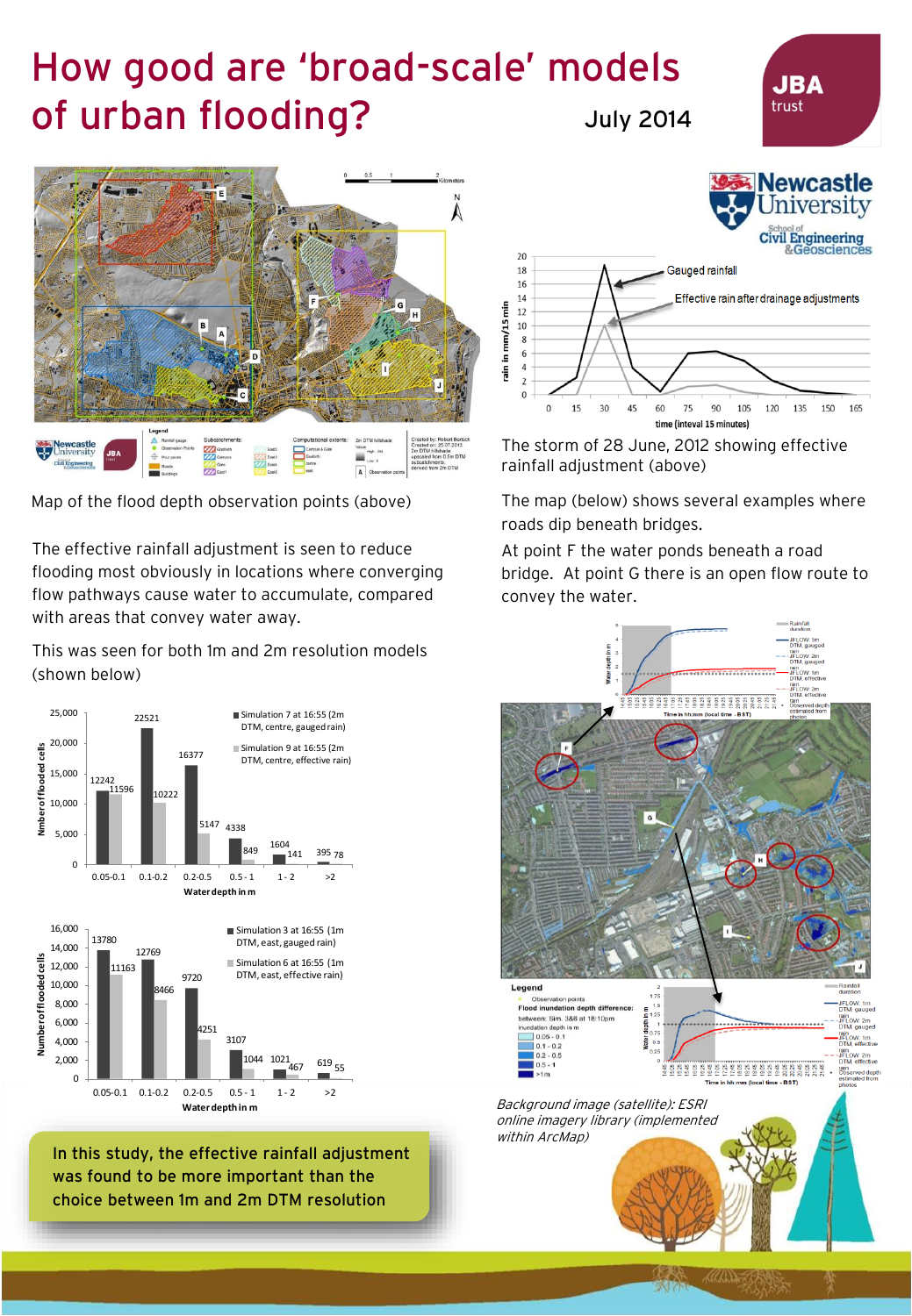# How good are 'broad-scale' models of urban flooding?

July 2014

JBA trust

Newcastle University
School of Civil Engineering & Geosciences

Map of the flood depth observation points (above)

The effective rainfall adjustment is seen to reduce flooding most obviously in locations where converging flow pathways cause water to accumulate, compared with areas that convey water away.

This was seen for both 1m and 2m resolution models (shown below)

Simulation 7 at 16:55 (2m DTM, centre, gauged rain)
Simulation 9 at 16:55 (2m DTM, centre, effective rain)

Nmber of flooded cells

Water depth in m

0.05-0.1: 12242, 11596
0.1-0.2: 22521, 10222
0.2-0.5: 16377, 5147
0.5 - 1: 4338, 849
1 - 2: 1604, 141
>2: 395, 78

Simulation 3 at 16:55 (1m DTM, east, gauged rain)
Simulation 6 at 16:55 (1m DTM, east, effective rain)

Number of flooded cells

Water depth in m

0.05-0.1: 13780, 11163
0.1-0.2: 12769, 8466
0.2-0.5: 9720, 4251
0.5 - 1: 3107, 1044
1 - 2: 1021, 467
>2: 619, 55

**In this study, the effective rainfall adjustment was found to be more important than the choice between 1m and 2m DTM resolution**

Gauged rainfall
Effective rain after drainage adjustments

rain in mm/15 min

time (inteval 15 minutes)

The storm of 28 June, 2012 showing effective rainfall adjustment (above)

The map (below) shows several examples where roads dip beneath bridges.

At point F the water ponds beneath a road bridge. At point G there is an open flow route to convey the water.

*Background image (satellite): ESRI online imagery library (implemented within ArcMap)*